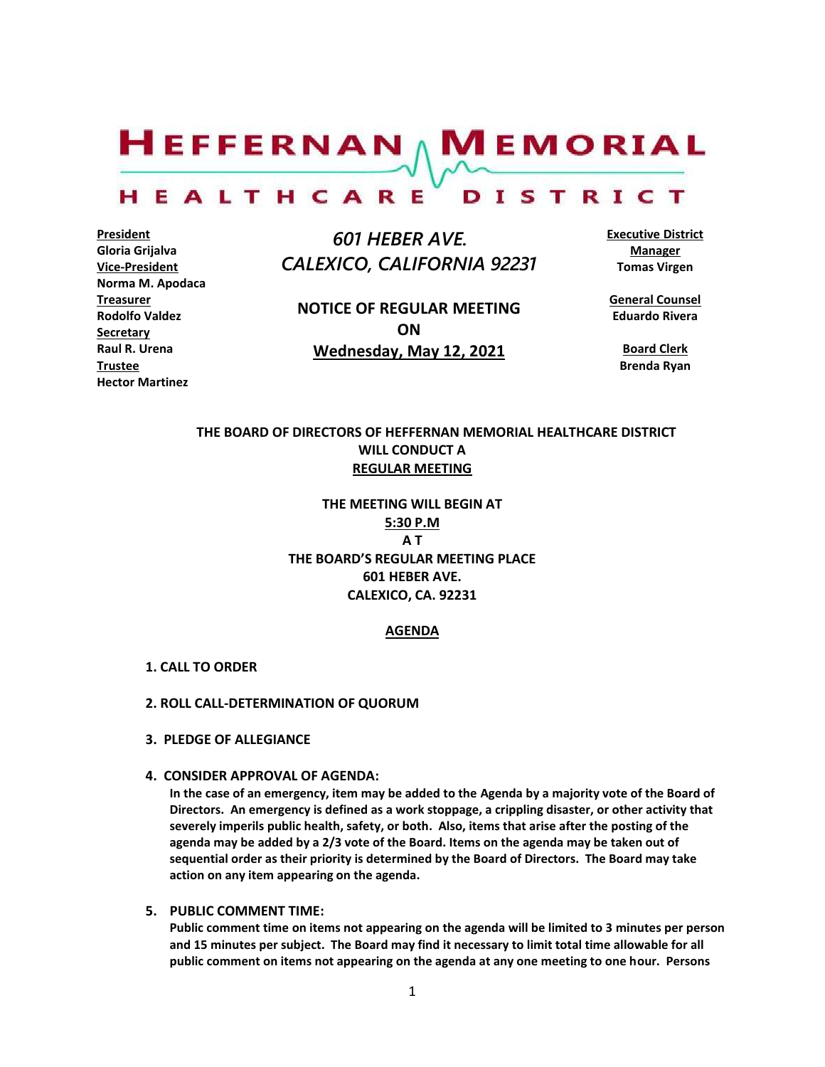# HEFFERNAN MEMORIAL HEALTHCARE DISTRICT

**President**
Gloria Grijalva
**Vice-President**
Norma M. Apodaca
**Treasurer**
Rodolfo Valdez
**Secretary**
Raul R. Urena
**Trustee**
Hector Martinez

*601 HEBER AVE.*
*CALEXICO, CALIFORNIA 92231*

**NOTICE OF REGULAR MEETING**
**ON**
**Wednesday, May 12, 2021**

**Executive District Manager**
Tomas Virgen

**General Counsel**
Eduardo Rivera

**Board Clerk**
Brenda Ryan

**THE BOARD OF DIRECTORS OF HEFFERNAN MEMORIAL HEALTHCARE DISTRICT WILL CONDUCT A**
**REGULAR MEETING**

**THE MEETING WILL BEGIN AT**
**5:30 P.M**
**A T**
**THE BOARD'S REGULAR MEETING PLACE**
**601 HEBER AVE.**
**CALEXICO, CA. 92231**

## AGENDA

1. **CALL TO ORDER**

2. **ROLL CALL-DETERMINATION OF QUORUM**

3. **PLEDGE OF ALLEGIANCE**

4. **CONSIDER APPROVAL OF AGENDA:**
   **In the case of an emergency, item may be added to the Agenda by a majority vote of the Board of Directors. An emergency is defined as a work stoppage, a crippling disaster, or other activity that severely imperils public health, safety, or both. Also, items that arise after the posting of the agenda may be added by a 2/3 vote of the Board. Items on the agenda may be taken out of sequential order as their priority is determined by the Board of Directors. The Board may take action on any item appearing on the agenda.**

5. **PUBLIC COMMENT TIME:**
   **Public comment time on items not appearing on the agenda will be limited to 3 minutes per person and 15 minutes per subject. The Board may find it necessary to limit total time allowable for all public comment on items not appearing on the agenda at any one meeting to one hour. Persons**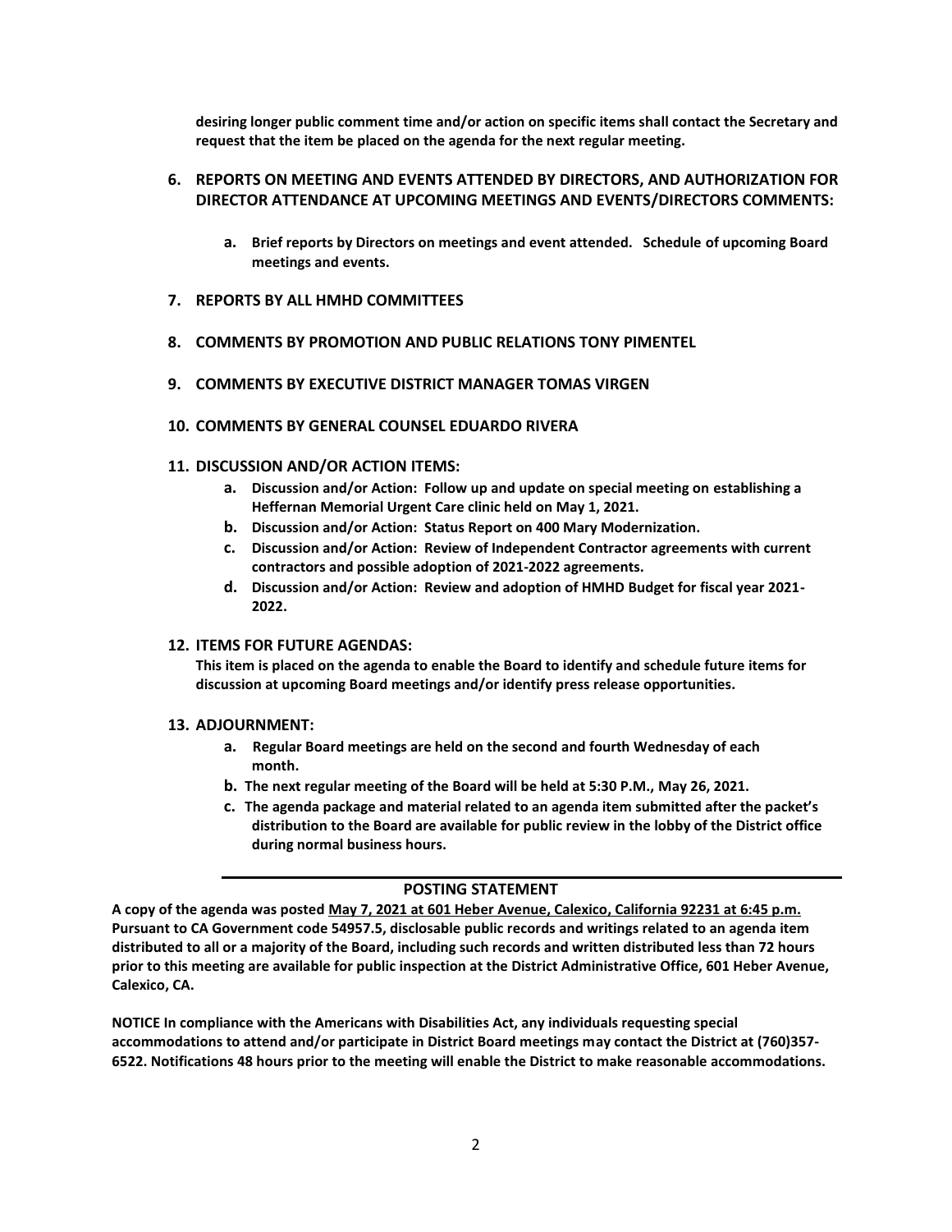**desiring longer public comment time and/or action on specific items shall contact the Secretary and request that the item be placed on the agenda for the next regular meeting.**

6. **REPORTS ON MEETING AND EVENTS ATTENDED BY DIRECTORS, AND AUTHORIZATION FOR DIRECTOR ATTENDANCE AT UPCOMING MEETINGS AND EVENTS/DIRECTORS COMMENTS:**

   a. **Brief reports by Directors on meetings and event attended. Schedule of upcoming Board meetings and events.**

7. **REPORTS BY ALL HMHD COMMITTEES**

8. **COMMENTS BY PROMOTION AND PUBLIC RELATIONS TONY PIMENTEL**

9. **COMMENTS BY EXECUTIVE DISTRICT MANAGER TOMAS VIRGEN**

10. **COMMENTS BY GENERAL COUNSEL EDUARDO RIVERA**

11. **DISCUSSION AND/OR ACTION ITEMS:**
    a. **Discussion and/or Action: Follow up and update on special meeting on establishing a Heffernan Memorial Urgent Care clinic held on May 1, 2021.**
    b. **Discussion and/or Action: Status Report on 400 Mary Modernization.**
    c. **Discussion and/or Action: Review of Independent Contractor agreements with current contractors and possible adoption of 2021-2022 agreements.**
    d. **Discussion and/or Action: Review and adoption of HMHD Budget for fiscal year 2021-2022.**

12. **ITEMS FOR FUTURE AGENDAS:**
    **This item is placed on the agenda to enable the Board to identify and schedule future items for discussion at upcoming Board meetings and/or identify press release opportunities.**

13. **ADJOURNMENT:**
    a. **Regular Board meetings are held on the second and fourth Wednesday of each month.**
    b. **The next regular meeting of the Board will be held at 5:30 P.M., May 26, 2021.**
    c. **The agenda package and material related to an agenda item submitted after the packet's distribution to the Board are available for public review in the lobby of the District office during normal business hours.**

---

**POSTING STATEMENT**

**A copy of the agenda was posted May 7, 2021 at 601 Heber Avenue, Calexico, California 92231 at 6:45 p.m. Pursuant to CA Government code 54957.5, disclosable public records and writings related to an agenda item distributed to all or a majority of the Board, including such records and written distributed less than 72 hours prior to this meeting are available for public inspection at the District Administrative Office, 601 Heber Avenue, Calexico, CA.**

**NOTICE In compliance with the Americans with Disabilities Act, any individuals requesting special accommodations to attend and/or participate in District Board meetings may contact the District at (760)357-6522. Notifications 48 hours prior to the meeting will enable the District to make reasonable accommodations.**